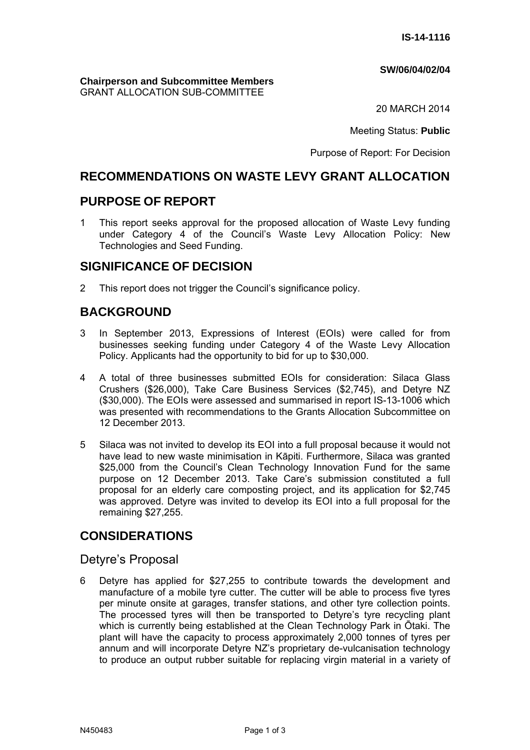**IS-14-1116**

**SW/06/04/02/04**

**Chairperson and Subcommittee Members**
GRANT ALLOCATION SUB-COMMITTEE

20 MARCH 2014

Meeting Status: **Public**

Purpose of Report: For Decision

## RECOMMENDATIONS ON WASTE LEVY GRANT ALLOCATION

## PURPOSE OF REPORT

1 This report seeks approval for the proposed allocation of Waste Levy funding under Category 4 of the Council's Waste Levy Allocation Policy: New Technologies and Seed Funding.

## SIGNIFICANCE OF DECISION

2 This report does not trigger the Council's significance policy.

## BACKGROUND

3 In September 2013, Expressions of Interest (EOIs) were called for from businesses seeking funding under Category 4 of the Waste Levy Allocation Policy. Applicants had the opportunity to bid for up to $30,000.

4 A total of three businesses submitted EOIs for consideration: Silaca Glass Crushers ($26,000), Take Care Business Services ($2,745), and Detyre NZ ($30,000). The EOIs were assessed and summarised in report IS-13-1006 which was presented with recommendations to the Grants Allocation Subcommittee on 12 December 2013.

5 Silaca was not invited to develop its EOI into a full proposal because it would not have lead to new waste minimisation in Kāpiti. Furthermore, Silaca was granted $25,000 from the Council's Clean Technology Innovation Fund for the same purpose on 12 December 2013. Take Care's submission constituted a full proposal for an elderly care composting project, and its application for $2,745 was approved. Detyre was invited to develop its EOI into a full proposal for the remaining $27,255.

## CONSIDERATIONS

### Detyre's Proposal

6 Detyre has applied for $27,255 to contribute towards the development and manufacture of a mobile tyre cutter. The cutter will be able to process five tyres per minute onsite at garages, transfer stations, and other tyre collection points. The processed tyres will then be transported to Detyre's tyre recycling plant which is currently being established at the Clean Technology Park in Ōtaki. The plant will have the capacity to process approximately 2,000 tonnes of tyres per annum and will incorporate Detyre NZ's proprietary de-vulcanisation technology to produce an output rubber suitable for replacing virgin material in a variety of

N450483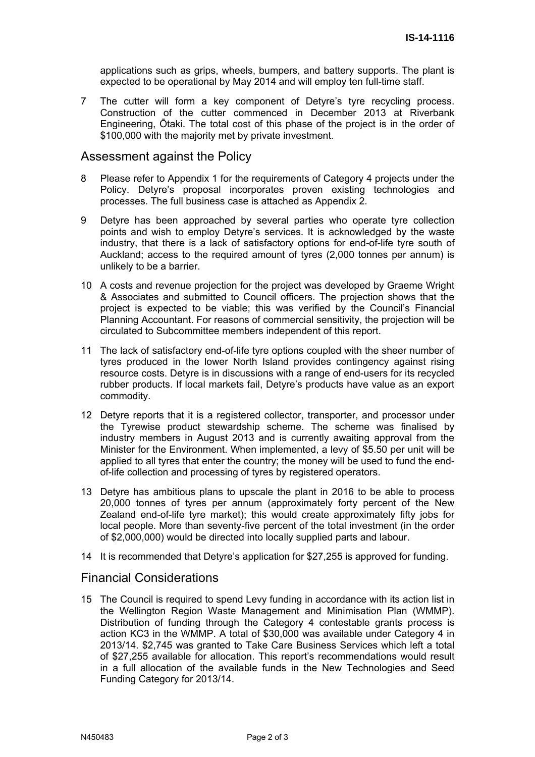applications such as grips, wheels, bumpers, and battery supports. The plant is expected to be operational by May 2014 and will employ ten full-time staff.

7 The cutter will form a key component of Detyre's tyre recycling process. Construction of the cutter commenced in December 2013 at Riverbank Engineering, Ōtaki. The total cost of this phase of the project is in the order of $100,000 with the majority met by private investment.

## Assessment against the Policy

8 Please refer to Appendix 1 for the requirements of Category 4 projects under the Policy. Detyre's proposal incorporates proven existing technologies and processes. The full business case is attached as Appendix 2.

9 Detyre has been approached by several parties who operate tyre collection points and wish to employ Detyre's services. It is acknowledged by the waste industry, that there is a lack of satisfactory options for end-of-life tyre south of Auckland; access to the required amount of tyres (2,000 tonnes per annum) is unlikely to be a barrier.

10 A costs and revenue projection for the project was developed by Graeme Wright & Associates and submitted to Council officers. The projection shows that the project is expected to be viable; this was verified by the Council's Financial Planning Accountant. For reasons of commercial sensitivity, the projection will be circulated to Subcommittee members independent of this report.

11 The lack of satisfactory end-of-life tyre options coupled with the sheer number of tyres produced in the lower North Island provides contingency against rising resource costs. Detyre is in discussions with a range of end-users for its recycled rubber products. If local markets fail, Detyre's products have value as an export commodity.

12 Detyre reports that it is a registered collector, transporter, and processor under the Tyrewise product stewardship scheme. The scheme was finalised by industry members in August 2013 and is currently awaiting approval from the Minister for the Environment. When implemented, a levy of $5.50 per unit will be applied to all tyres that enter the country; the money will be used to fund the end-of-life collection and processing of tyres by registered operators.

13 Detyre has ambitious plans to upscale the plant in 2016 to be able to process 20,000 tonnes of tyres per annum (approximately forty percent of the New Zealand end-of-life tyre market); this would create approximately fifty jobs for local people. More than seventy-five percent of the total investment (in the order of $2,000,000) would be directed into locally supplied parts and labour.

14 It is recommended that Detyre's application for $27,255 is approved for funding.

## Financial Considerations

15 The Council is required to spend Levy funding in accordance with its action list in the Wellington Region Waste Management and Minimisation Plan (WMMP). Distribution of funding through the Category 4 contestable grants process is action KC3 in the WMMP. A total of $30,000 was available under Category 4 in 2013/14. $2,745 was granted to Take Care Business Services which left a total of $27,255 available for allocation. This report's recommendations would result in a full allocation of the available funds in the New Technologies and Seed Funding Category for 2013/14.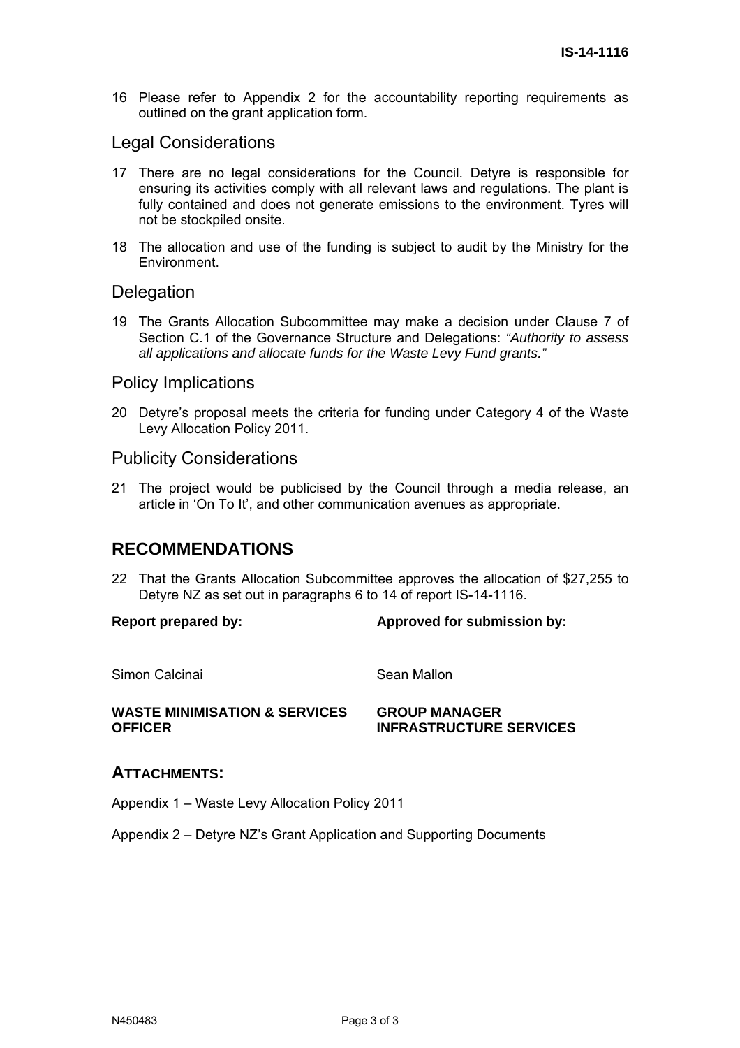16 Please refer to Appendix 2 for the accountability reporting requirements as outlined on the grant application form.

## Legal Considerations

17 There are no legal considerations for the Council. Detyre is responsible for ensuring its activities comply with all relevant laws and regulations. The plant is fully contained and does not generate emissions to the environment. Tyres will not be stockpiled onsite.

18 The allocation and use of the funding is subject to audit by the Ministry for the Environment.

## Delegation

19 The Grants Allocation Subcommittee may make a decision under Clause 7 of Section C.1 of the Governance Structure and Delegations: *"Authority to assess all applications and allocate funds for the Waste Levy Fund grants."*

## Policy Implications

20 Detyre's proposal meets the criteria for funding under Category 4 of the Waste Levy Allocation Policy 2011.

## Publicity Considerations

21 The project would be publicised by the Council through a media release, an article in 'On To It', and other communication avenues as appropriate.

# RECOMMENDATIONS

22 That the Grants Allocation Subcommittee approves the allocation of $27,255 to Detyre NZ as set out in paragraphs 6 to 14 of report IS-14-1116.

| **Report prepared by:** | **Approved for submission by:** |
| --- | --- |
| Simon Calcinai | Sean Mallon |
| **WASTE MINIMISATION & SERVICES OFFICER** | **GROUP MANAGER INFRASTRUCTURE SERVICES** |

## ATTACHMENTS:

Appendix 1 – Waste Levy Allocation Policy 2011

Appendix 2 – Detyre NZ's Grant Application and Supporting Documents

N450483